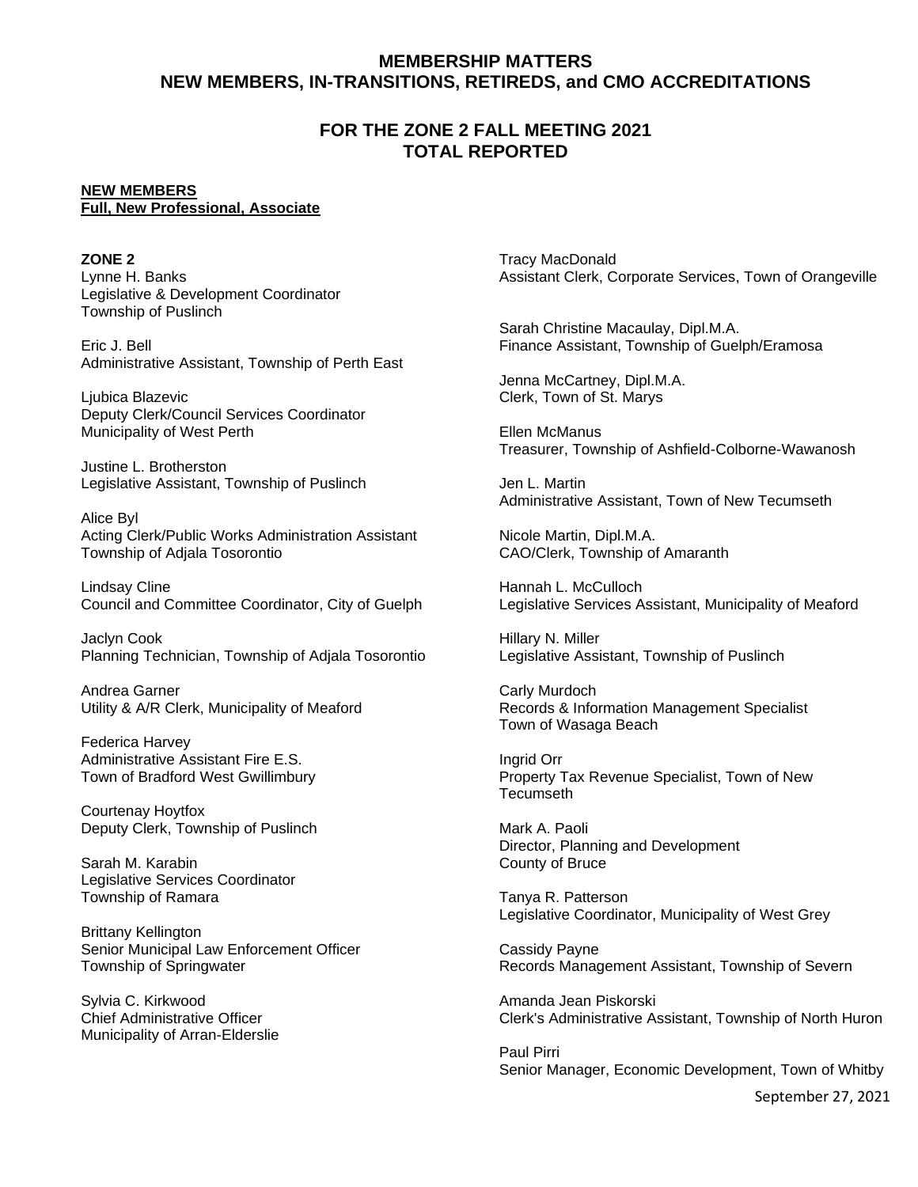# MEMBERSHIP MATTERS
# NEW MEMBERS, IN-TRANSITIONS, RETIREDS, and CMO ACCREDITATIONS

## FOR THE ZONE 2 FALL MEETING 2021
## TOTAL REPORTED

**NEW MEMBERS**
**Full, New Professional, Associate**

**ZONE 2**

Lynne H. Banks
Legislative & Development Coordinator
Township of Puslinch

Eric J. Bell
Administrative Assistant, Township of Perth East

Ljubica Blazevic
Deputy Clerk/Council Services Coordinator
Municipality of West Perth

Justine L. Brotherston
Legislative Assistant, Township of Puslinch

Alice Byl
Acting Clerk/Public Works Administration Assistant
Township of Adjala Tosorontio

Lindsay Cline
Council and Committee Coordinator, City of Guelph

Jaclyn Cook
Planning Technician, Township of Adjala Tosorontio

Andrea Garner
Utility & A/R Clerk, Municipality of Meaford

Federica Harvey
Administrative Assistant Fire E.S.
Town of Bradford West Gwillimbury

Courtenay Hoytfox
Deputy Clerk, Township of Puslinch

Sarah M. Karabin
Legislative Services Coordinator
Township of Ramara

Brittany Kellington
Senior Municipal Law Enforcement Officer
Township of Springwater

Sylvia C. Kirkwood
Chief Administrative Officer
Municipality of Arran-Elderslie

Tracy MacDonald
Assistant Clerk, Corporate Services, Town of Orangeville

Sarah Christine Macaulay, Dipl.M.A.
Finance Assistant, Township of Guelph/Eramosa

Jenna McCartney, Dipl.M.A.
Clerk, Town of St. Marys

Ellen McManus
Treasurer, Township of Ashfield-Colborne-Wawanosh

Jen L. Martin
Administrative Assistant, Town of New Tecumseth

Nicole Martin, Dipl.M.A.
CAO/Clerk, Township of Amaranth

Hannah L. McCulloch
Legislative Services Assistant, Municipality of Meaford

Hillary N. Miller
Legislative Assistant, Township of Puslinch

Carly Murdoch
Records & Information Management Specialist
Town of Wasaga Beach

Ingrid Orr
Property Tax Revenue Specialist, Town of New Tecumseth

Mark A. Paoli
Director, Planning and Development
County of Bruce

Tanya R. Patterson
Legislative Coordinator, Municipality of West Grey

Cassidy Payne
Records Management Assistant, Township of Severn

Amanda Jean Piskorski
Clerk's Administrative Assistant, Township of North Huron

Paul Pirri
Senior Manager, Economic Development, Town of Whitby

September 27, 2021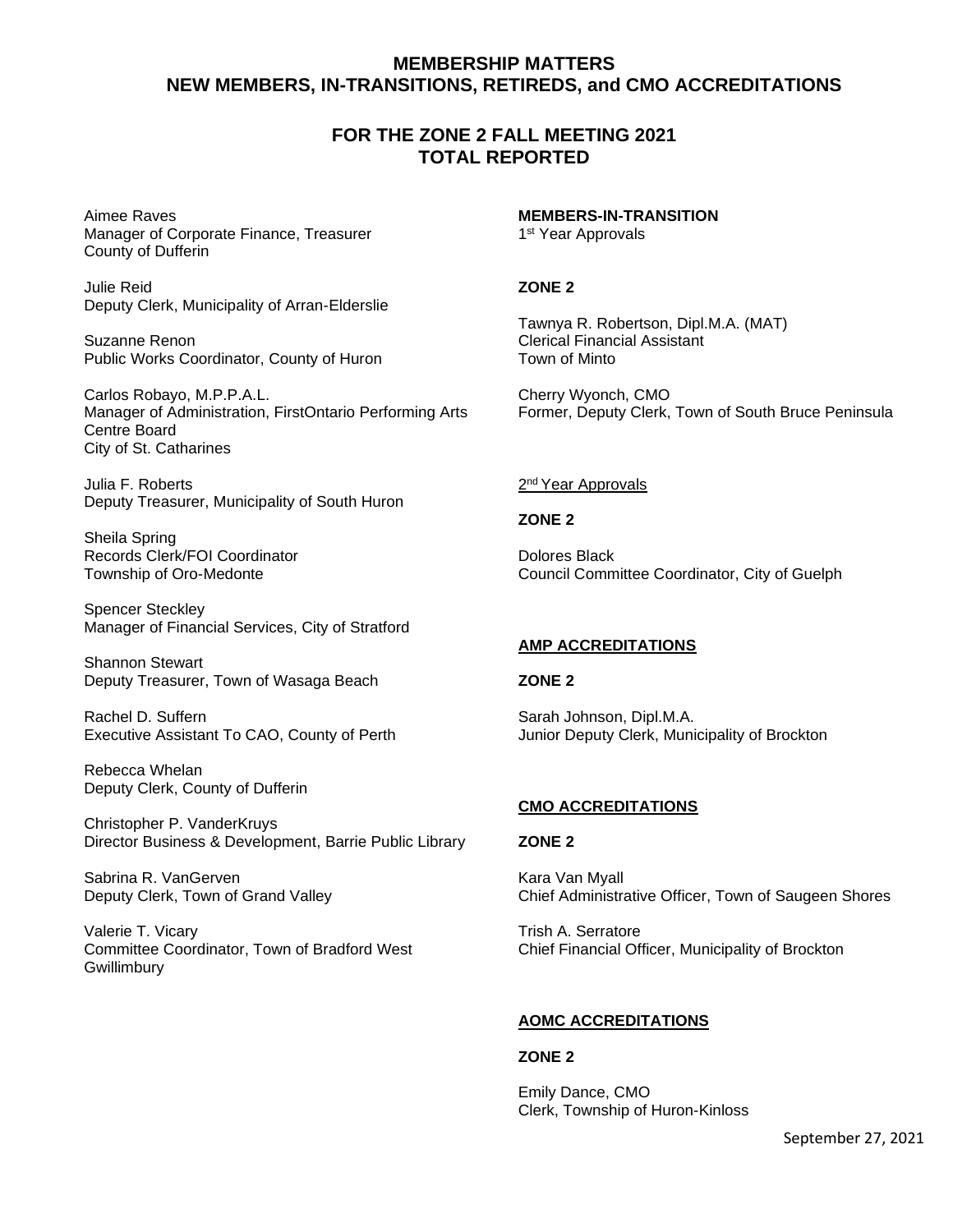# MEMBERSHIP MATTERS
# NEW MEMBERS, IN-TRANSITIONS, RETIREDS, and CMO ACCREDITATIONS

## FOR THE ZONE 2 FALL MEETING 2021
## TOTAL REPORTED

Aimee Raves
Manager of Corporate Finance, Treasurer
County of Dufferin

Julie Reid
Deputy Clerk, Municipality of Arran-Elderslie

Suzanne Renon
Public Works Coordinator, County of Huron

Carlos Robayo, M.P.P.A.L.
Manager of Administration, FirstOntario Performing Arts Centre Board
City of St. Catharines

Julia F. Roberts
Deputy Treasurer, Municipality of South Huron

Sheila Spring
Records Clerk/FOI Coordinator
Township of Oro-Medonte

Spencer Steckley
Manager of Financial Services, City of Stratford

Shannon Stewart
Deputy Treasurer, Town of Wasaga Beach

Rachel D. Suffern
Executive Assistant To CAO, County of Perth

Rebecca Whelan
Deputy Clerk, County of Dufferin

Christopher P. VanderKruys
Director Business & Development, Barrie Public Library

Sabrina R. VanGerven
Deputy Clerk, Town of Grand Valley

Valerie T. Vicary
Committee Coordinator, Town of Bradford West Gwillimbury

**MEMBERS-IN-TRANSITION**
1st Year Approvals

**ZONE 2**

Tawnya R. Robertson, Dipl.M.A. (MAT)
Clerical Financial Assistant
Town of Minto

Cherry Wyonch, CMO
Former, Deputy Clerk, Town of South Bruce Peninsula

2nd Year Approvals

**ZONE 2**

Dolores Black
Council Committee Coordinator, City of Guelph

**AMP ACCREDITATIONS**

**ZONE 2**

Sarah Johnson, Dipl.M.A.
Junior Deputy Clerk, Municipality of Brockton

**CMO ACCREDITATIONS**

**ZONE 2**

Kara Van Myall
Chief Administrative Officer, Town of Saugeen Shores

Trish A. Serratore
Chief Financial Officer, Municipality of Brockton

**AOMC ACCREDITATIONS**

**ZONE 2**

Emily Dance, CMO
Clerk, Township of Huron-Kinloss

September 27, 2021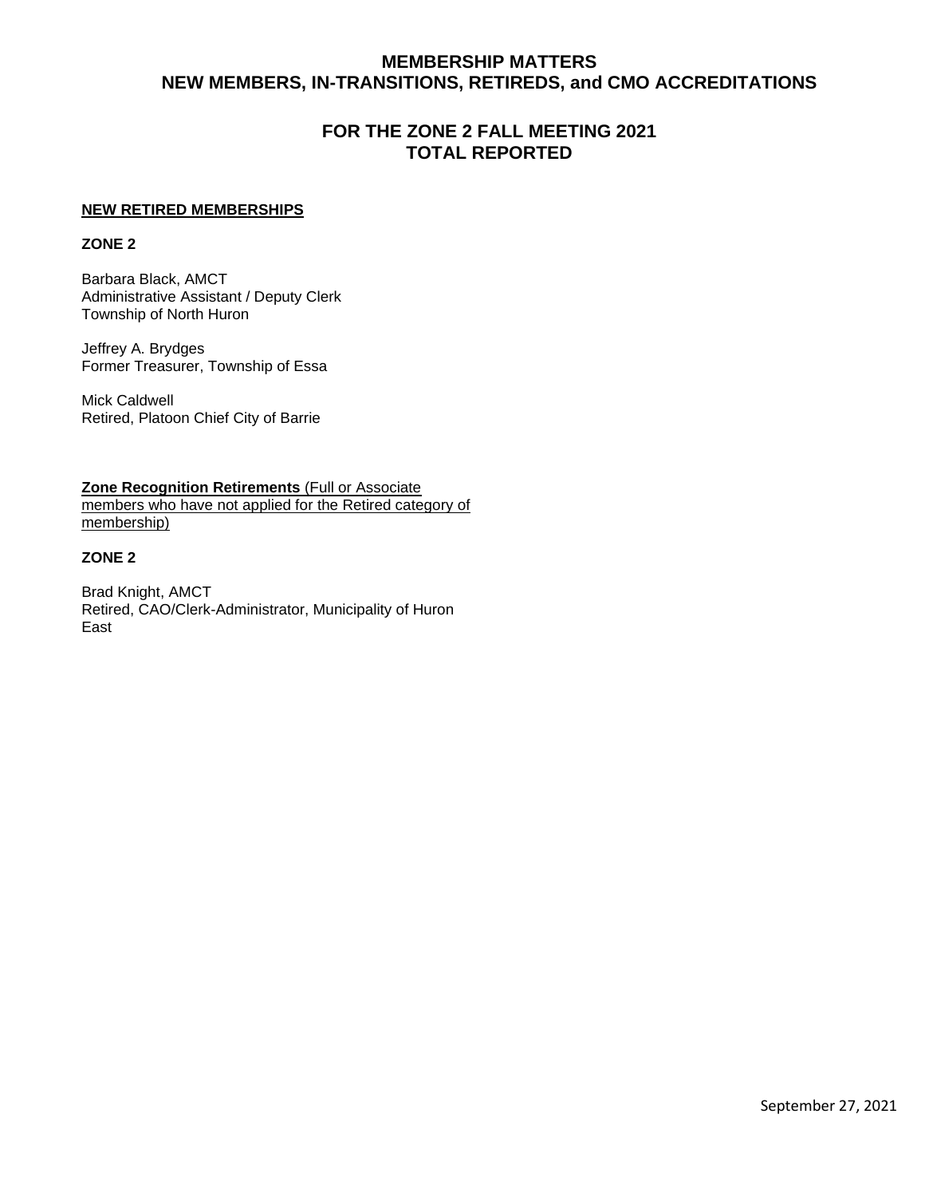# MEMBERSHIP MATTERS
# NEW MEMBERS, IN-TRANSITIONS, RETIREDS, and CMO ACCREDITATIONS

## FOR THE ZONE 2 FALL MEETING 2021
## TOTAL REPORTED

**NEW RETIRED MEMBERSHIPS**

**ZONE 2**

Barbara Black, AMCT
Administrative Assistant / Deputy Clerk
Township of North Huron

Jeffrey A. Brydges
Former Treasurer, Township of Essa

Mick Caldwell
Retired, Platoon Chief City of Barrie

**Zone Recognition Retirements** (Full or Associate members who have not applied for the Retired category of membership)

**ZONE 2**

Brad Knight, AMCT
Retired, CAO/Clerk-Administrator, Municipality of Huron East

September 27, 2021